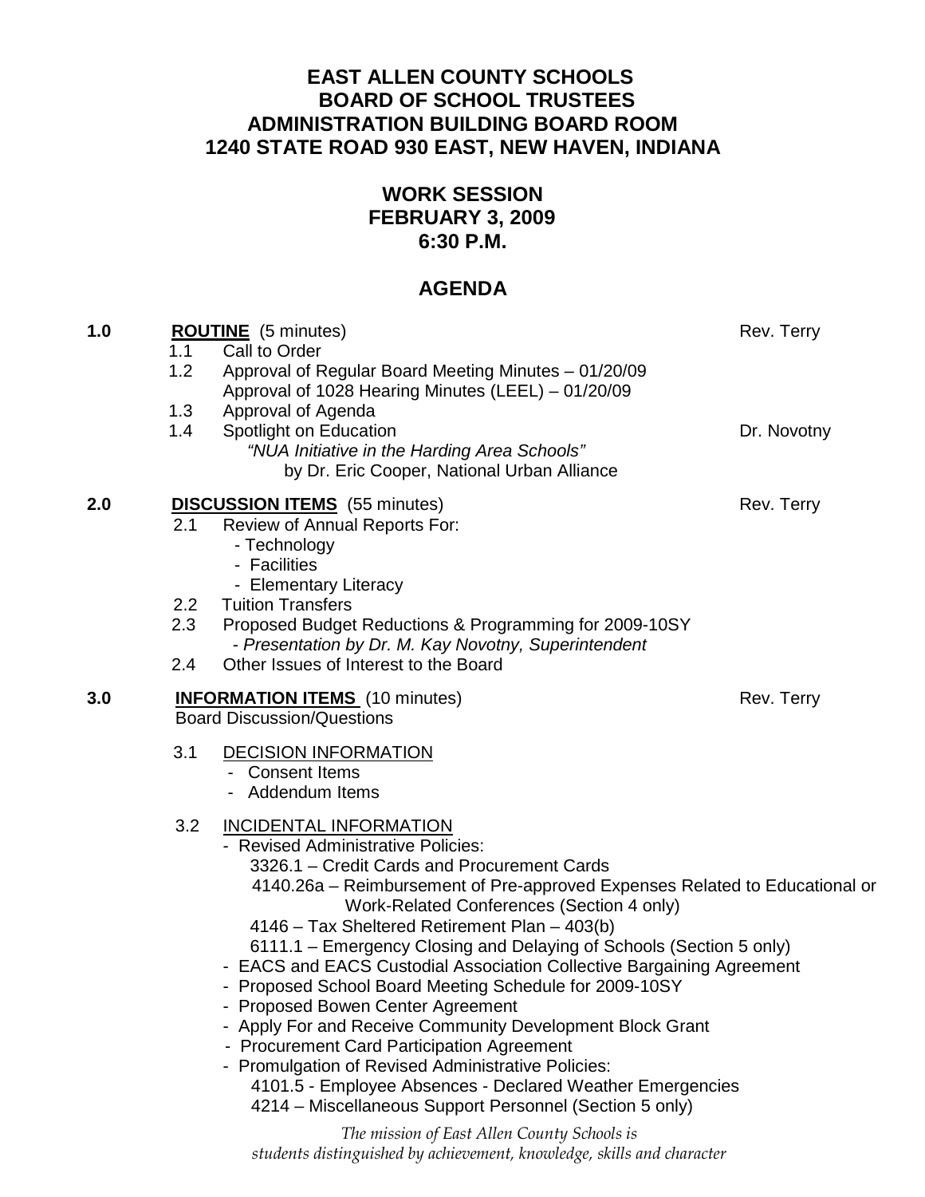# EAST ALLEN COUNTY SCHOOLS
## BOARD OF SCHOOL TRUSTEES
## ADMINISTRATION BUILDING BOARD ROOM
## 1240 STATE ROAD 930 EAST, NEW HAVEN, INDIANA

### WORK SESSION
### FEBRUARY 3, 2009
### 6:30 P.M.

## AGENDA

**1.0 ROUTINE** (5 minutes) — Rev. Terry

- 1.1 Call to Order
- 1.2 Approval of Regular Board Meeting Minutes – 01/20/09
  Approval of 1028 Hearing Minutes (LEEL) – 01/20/09
- 1.3 Approval of Agenda
- 1.4 Spotlight on Education — Dr. Novotny
  *"NUA Initiative in the Harding Area Schools"*
  by Dr. Eric Cooper, National Urban Alliance

**2.0 DISCUSSION ITEMS** (55 minutes) — Rev. Terry

- 2.1 Review of Annual Reports For:
  - Technology
  - Facilities
  - Elementary Literacy
- 2.2 Tuition Transfers
- 2.3 Proposed Budget Reductions & Programming for 2009-10SY
  - *Presentation by Dr. M. Kay Novotny, Superintendent*
- 2.4 Other Issues of Interest to the Board

**3.0 INFORMATION ITEMS** (10 minutes) — Rev. Terry

Board Discussion/Questions

- 3.1 DECISION INFORMATION
  - Consent Items
  - Addendum Items
- 3.2 INCIDENTAL INFORMATION
  - Revised Administrative Policies:
    - 3326.1 – Credit Cards and Procurement Cards
    - 4140.26a – Reimbursement of Pre-approved Expenses Related to Educational or Work-Related Conferences (Section 4 only)
    - 4146 – Tax Sheltered Retirement Plan – 403(b)
    - 6111.1 – Emergency Closing and Delaying of Schools (Section 5 only)
  - EACS and EACS Custodial Association Collective Bargaining Agreement
  - Proposed School Board Meeting Schedule for 2009-10SY
  - Proposed Bowen Center Agreement
  - Apply For and Receive Community Development Block Grant
  - Procurement Card Participation Agreement
  - Promulgation of Revised Administrative Policies:
    - 4101.5 - Employee Absences - Declared Weather Emergencies
    - 4214 – Miscellaneous Support Personnel (Section 5 only)

*The mission of East Allen County Schools is students distinguished by achievement, knowledge, skills and character*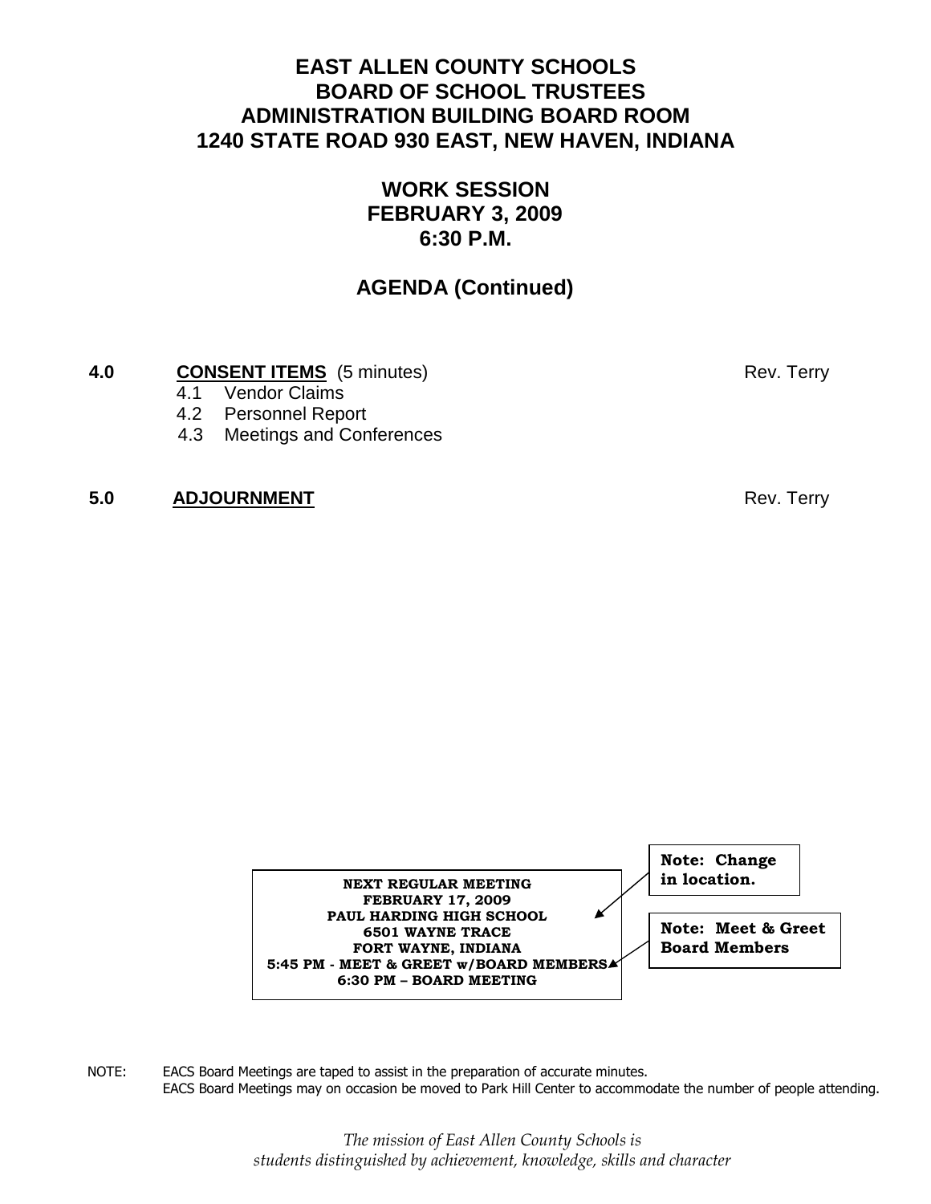# EAST ALLEN COUNTY SCHOOLS
## BOARD OF SCHOOL TRUSTEES
## ADMINISTRATION BUILDING BOARD ROOM
## 1240 STATE ROAD 930 EAST, NEW HAVEN, INDIANA

### WORK SESSION
### FEBRUARY 3, 2009
### 6:30 P.M.

### AGENDA (Continued)

**4.0** **<u>CONSENT ITEMS</u>** (5 minutes) — Rev. Terry

- 4.1 Vendor Claims
- 4.2 Personnel Report
- 4.3 Meetings and Conferences

**5.0** **<u>ADJOURNMENT</u>** — Rev. Terry

**NEXT REGULAR MEETING**
**FEBRUARY 17, 2009**
**PAUL HARDING HIGH SCHOOL**
**6501 WAYNE TRACE**
**FORT WAYNE, INDIANA**
**5:45 PM - MEET & GREET w/BOARD MEMBERS**
**6:30 PM – BOARD MEETING**

**Note: Change in location.**

**Note: Meet & Greet Board Members**

NOTE: EACS Board Meetings are taped to assist in the preparation of accurate minutes.
EACS Board Meetings may on occasion be moved to Park Hill Center to accommodate the number of people attending.

*The mission of East Allen County Schools is students distinguished by achievement, knowledge, skills and character*